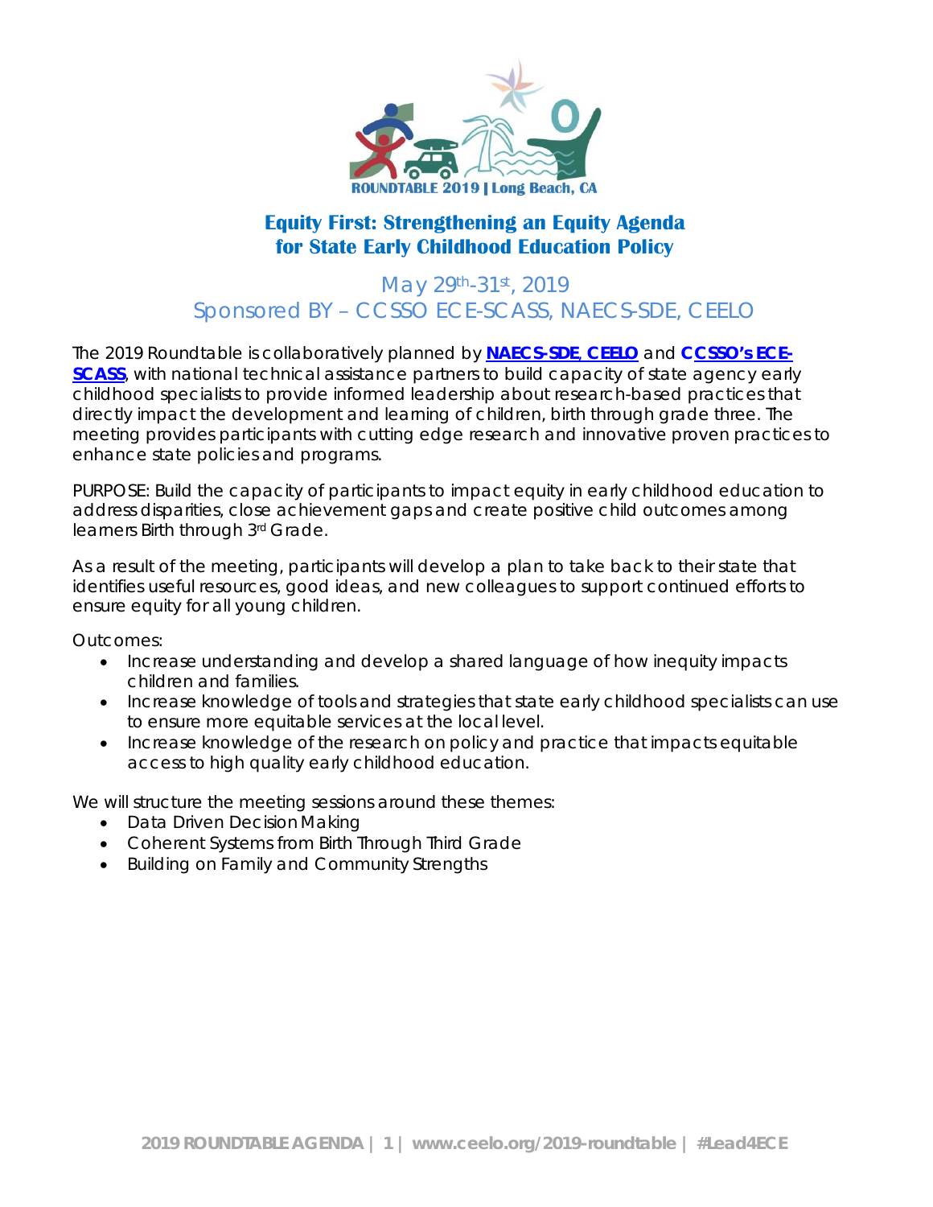ROUNDTABLE 2019 | Long Beach, CA

# Equity First: Strengthening an Equity Agenda for State Early Childhood Education Policy

## May 29th-31st, 2019
## Sponsored BY – CCSSO ECE-SCASS, NAECS-SDE, CEELO

The 2019 Roundtable is collaboratively planned by **NAECS-SDE**, **CEELO** and **CCSSO's ECE-SCASS**, with national technical assistance partners to build capacity of state agency early childhood specialists to provide informed leadership about research-based practices that directly impact the development and learning of children, birth through grade three. The meeting provides participants with cutting edge research and innovative proven practices to enhance state policies and programs.

PURPOSE: Build the capacity of participants to impact equity in early childhood education to address disparities, close achievement gaps and create positive child outcomes among learners Birth through 3rd Grade.

As a result of the meeting, participants will develop a plan to take back to their state that identifies useful resources, good ideas, and new colleagues to support continued efforts to ensure equity for all young children.

Outcomes:

- Increase understanding and develop a shared language of how inequity impacts children and families.
- Increase knowledge of tools and strategies that state early childhood specialists can use to ensure more equitable services at the local level.
- Increase knowledge of the research on policy and practice that impacts equitable access to high quality early childhood education.

We will structure the meeting sessions around these themes:

- Data Driven Decision Making
- Coherent Systems from Birth Through Third Grade
- Building on Family and Community Strengths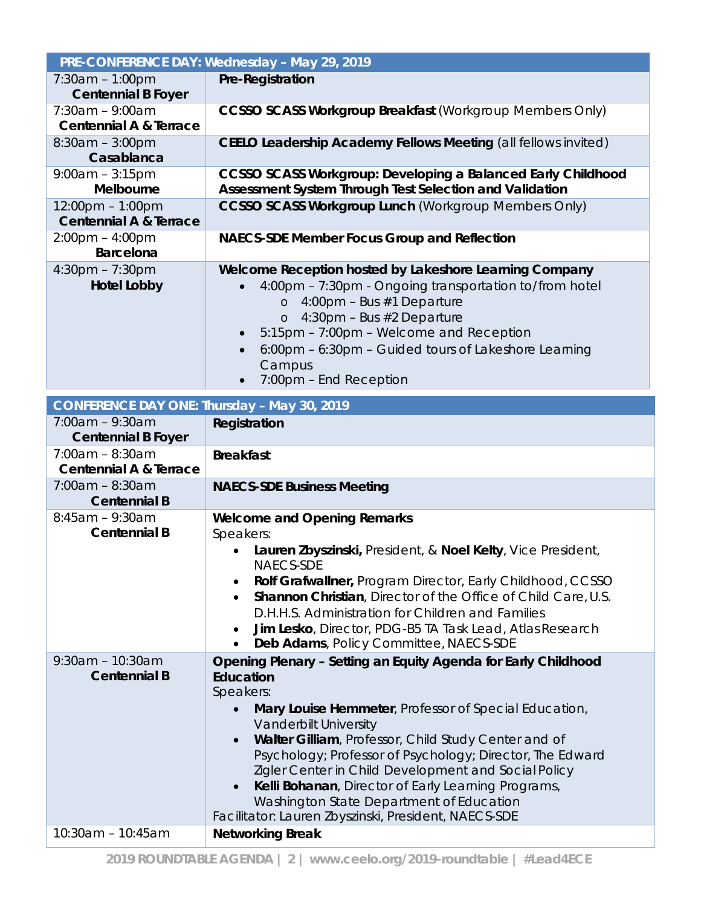| PRE-CONFERENCE DAY: Wednesday – May 29, 2019 | |
|---|---|
| 7:30am – 1:00pm<br>**Centennial B Foyer** | **Pre-Registration** |
| 7:30am – 9:00am<br>**Centennial A & Terrace** | **CCSSO SCASS Workgroup Breakfast** (Workgroup Members Only) |
| 8:30am – 3:00pm<br>**Casablanca** | **CEELO Leadership Academy Fellows Meeting** (all fellows invited) |
| 9:00am – 3:15pm<br>**Melbourne** | **CCSSO SCASS Workgroup: Developing a Balanced Early Childhood Assessment System Through Test Selection and Validation** |
| 12:00pm – 1:00pm<br>**Centennial A & Terrace** | **CCSSO SCASS Workgroup Lunch** (Workgroup Members Only) |
| 2:00pm – 4:00pm<br>**Barcelona** | **NAECS-SDE Member Focus Group and Reflection** |
| 4:30pm – 7:30pm<br>**Hotel Lobby** | **Welcome Reception hosted by Lakeshore Learning Company**<br>• 4:00pm – 7:30pm - Ongoing transportation to/from hotel<br>  o 4:00pm – Bus #1 Departure<br>  o 4:30pm – Bus #2 Departure<br>• 5:15pm – 7:00pm – Welcome and Reception<br>• 6:00pm – 6:30pm – Guided tours of Lakeshore Learning Campus<br>• 7:00pm – End Reception |

| CONFERENCE DAY ONE: Thursday – May 30, 2019 | |
|---|---|
| 7:00am – 9:30am<br>**Centennial B Foyer** | **Registration** |
| 7:00am – 8:30am<br>**Centennial A & Terrace** | **Breakfast** |
| 7:00am – 8:30am<br>**Centennial B** | **NAECS-SDE Business Meeting** |
| 8:45am – 9:30am<br>**Centennial B** | **Welcome and Opening Remarks**<br>Speakers:<br>• **Lauren Zbyszinski,** President, & **Noel Kelty**, Vice President, NAECS-SDE<br>• **Rolf Grafwallner,** Program Director, Early Childhood, CCSSO<br>• **Shannon Christian**, Director of the Office of Child Care, U.S. D.H.H.S. Administration for Children and Families<br>• **Jim Lesko**, Director, PDG-B5 TA Task Lead, Atlas Research<br>• **Deb Adams**, Policy Committee, NAECS-SDE |
| 9:30am – 10:30am<br>**Centennial B** | **Opening Plenary – Setting an Equity Agenda for Early Childhood Education**<br>Speakers:<br>• **Mary Louise Hemmeter**, Professor of Special Education, Vanderbilt University<br>• **Walter Gilliam**, Professor, Child Study Center and of Psychology; Professor of Psychology; Director, The Edward Zigler Center in Child Development and Social Policy<br>• **Kelli Bohanan**, Director of Early Learning Programs, Washington State Department of Education<br>Facilitator: Lauren Zbyszinski, President, NAECS-SDE |
| 10:30am – 10:45am | **Networking Break** |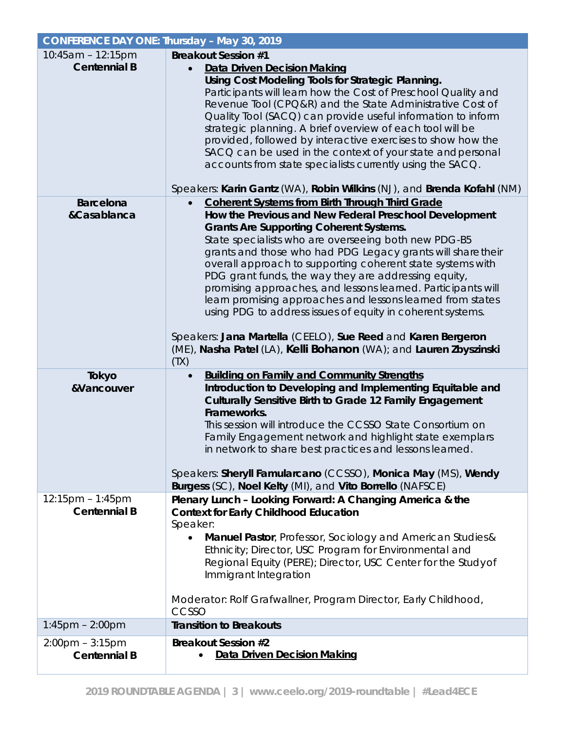| CONFERENCE DAY ONE: Thursday – May 30, 2019 | |
|---|---|
| 10:45am – 12:15pm<br>**Centennial B** | **Breakout Session #1**<br>• **Data Driven Decision Making**<br>**Using Cost Modeling Tools for Strategic Planning.**<br>Participants will learn how the Cost of Preschool Quality and Revenue Tool (CPQ&R) and the State Administrative Cost of Quality Tool (SACQ) can provide useful information to inform strategic planning. A brief overview of each tool will be provided, followed by interactive exercises to show how the SACQ can be used in the context of your state and personal accounts from state specialists currently using the SACQ.<br><br>Speakers: **Karin Gantz** (WA), **Robin Wilkins** (NJ), and **Brenda Kofahl** (NM) |
| **Barcelona &Casablanca** | • **Coherent Systems from Birth Through Third Grade**<br>**How the Previous and New Federal Preschool Development Grants Are Supporting Coherent Systems.**<br>State specialists who are overseeing both new PDG-B5 grants and those who had PDG Legacy grants will share their overall approach to supporting coherent state systems with PDG grant funds, the way they are addressing equity, promising approaches, and lessons learned. Participants will learn promising approaches and lessons learned from states using PDG to address issues of equity in coherent systems.<br><br>Speakers: **Jana Martella** (CEELO), **Sue Reed** and **Karen Bergeron** (ME), **Nasha Patel** (LA), **Kelli Bohanon** (WA); and **Lauren Zbyszinski** (TX) |
| **Tokyo &Vancouver** | • **Building on Family and Community Strengths**<br>**Introduction to Developing and Implementing Equitable and Culturally Sensitive Birth to Grade 12 Family Engagement Frameworks.**<br>This session will introduce the CCSSO State Consortium on Family Engagement network and highlight state exemplars in network to share best practices and lessons learned.<br><br>Speakers: **Sheryll Famularcano** (CCSSO), **Monica May** (MS), **Wendy Burgess** (SC), **Noel Kelty** (MI), and **Vito Borrello** (NAFSCE) |
| 12:15pm – 1:45pm<br>**Centennial B** | **Plenary Lunch – Looking Forward: A Changing America & the Context for Early Childhood Education**<br>Speaker:<br>• **Manuel Pastor**, Professor, Sociology and American Studies& Ethnicity; Director, USC Program for Environmental and Regional Equity (PERE); Director, USC Center for the Studyof Immigrant Integration<br><br>Moderator: Rolf Grafwallner, Program Director, Early Childhood, CCSSO |
| 1:45pm – 2:00pm | **Transition to Breakouts** |
| 2:00pm – 3:15pm<br>**Centennial B** | **Breakout Session #2**<br>• **Data Driven Decision Making** |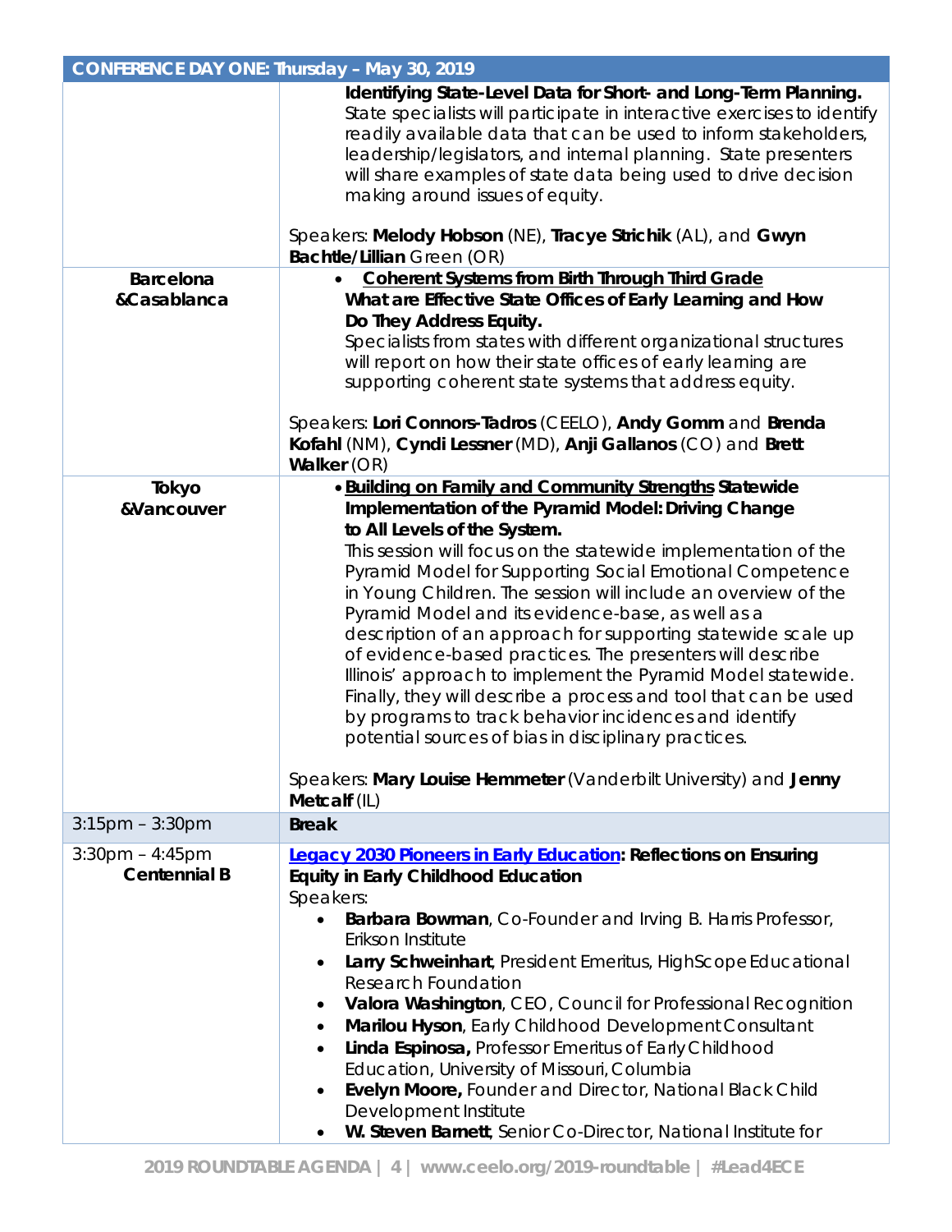| CONFERENCE DAY ONE: Thursday – May 30, 2019 | |
|---|---|
| | **Identifying State-Level Data for Short- and Long-Term Planning.** State specialists will participate in interactive exercises to identify readily available data that can be used to inform stakeholders, leadership/legislators, and internal planning. State presenters will share examples of state data being used to drive decision making around issues of equity.<br><br>Speakers: **Melody Hobson** (NE), **Tracye Strichik** (AL), and **Gwyn Bachtle/Lillian** Green (OR) |
| **Barcelona &Casablanca** | • **Coherent Systems from Birth Through Third Grade** **What are Effective State Offices of Early Learning and How Do They Address Equity.** Specialists from states with different organizational structures will report on how their state offices of early learning are supporting coherent state systems that address equity.<br><br>Speakers: **Lori Connors-Tadros** (CEELO), **Andy Gomm** and **Brenda Kofahl** (NM), **Cyndi Lessner** (MD), **Anji Gallanos** (CO) and **Brett Walker** (OR) |
| **Tokyo &Vancouver** | • **Building on Family and Community Strengths Statewide Implementation of the Pyramid Model: Driving Change to All Levels of the System.** This session will focus on the statewide implementation of the Pyramid Model for Supporting Social Emotional Competence in Young Children. The session will include an overview of the Pyramid Model and its evidence-base, as well as a description of an approach for supporting statewide scale up of evidence-based practices. The presenters will describe Illinois' approach to implement the Pyramid Model statewide. Finally, they will describe a process and tool that can be used by programs to track behavior incidences and identify potential sources of bias in disciplinary practices.<br><br>Speakers: **Mary Louise Hemmeter** (Vanderbilt University) and **Jenny Metcalf** (IL) |
| 3:15pm – 3:30pm | **Break** |
| 3:30pm – 4:45pm **Centennial B** | **Legacy 2030 Pioneers in Early Education: Reflections on Ensuring Equity in Early Childhood Education**<br>Speakers:<br>• **Barbara Bowman**, Co-Founder and Irving B. Harris Professor, Erikson Institute<br>• **Larry Schweinhart**, President Emeritus, HighScope Educational Research Foundation<br>• **Valora Washington**, CEO, Council for Professional Recognition<br>• **Marilou Hyson**, Early Childhood Development Consultant<br>• **Linda Espinosa,** Professor Emeritus of Early Childhood Education, University of Missouri, Columbia<br>• **Evelyn Moore,** Founder and Director, National Black Child Development Institute<br>• **W. Steven Barnett**, Senior Co-Director, National Institute for |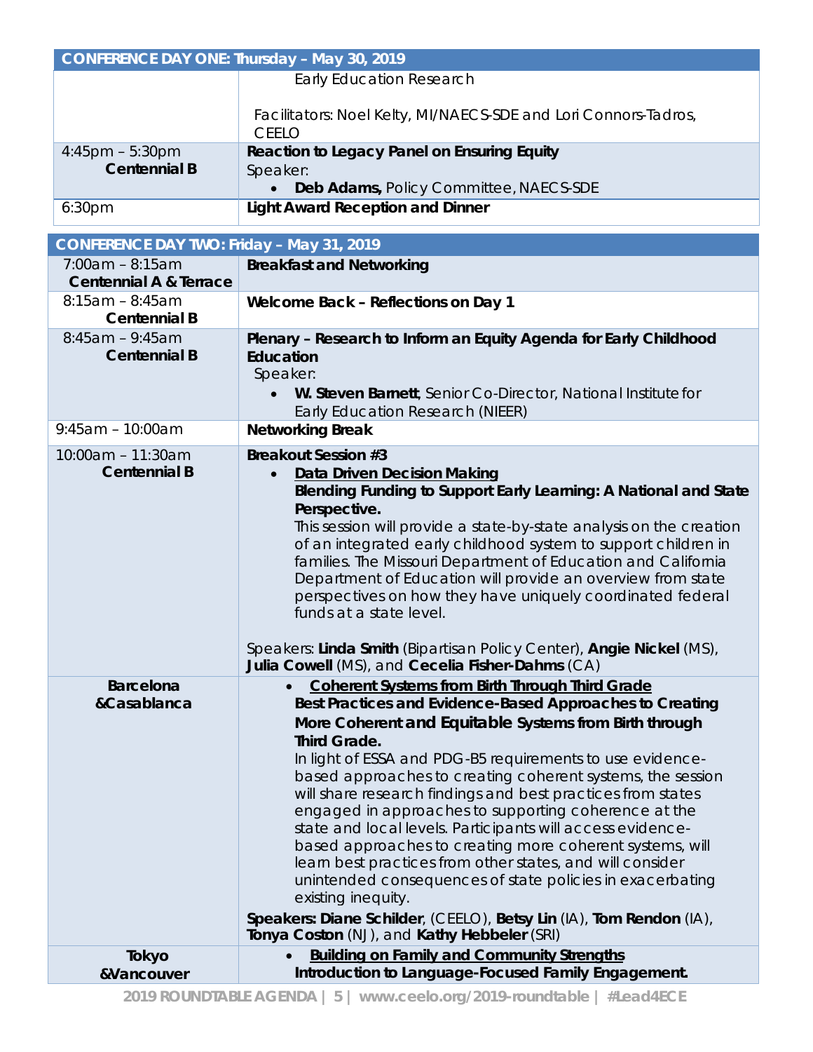| CONFERENCE DAY ONE: Thursday – May 30, 2019 | |
|---|---|
| | Early Education Research<br><br>Facilitators: Noel Kelty, MI/NAECS-SDE and Lori Connors-Tadros, CEELO |
| 4:45pm – 5:30pm<br>**Centennial B** | **Reaction to Legacy Panel on Ensuring Equity**<br>Speaker:<br>• **Deb Adams,** Policy Committee, NAECS-SDE |
| 6:30pm | **Light Award Reception and Dinner** |

| CONFERENCE DAY TWO: Friday – May 31, 2019 | |
|---|---|
| 7:00am – 8:15am<br>**Centennial A & Terrace** | **Breakfast and Networking** |
| 8:15am – 8:45am<br>**Centennial B** | **Welcome Back – Reflections on Day 1** |
| 8:45am – 9:45am<br>**Centennial B** | **Plenary – Research to Inform an Equity Agenda for Early Childhood Education**<br>Speaker:<br>• **W. Steven Barnett**, Senior Co-Director, National Institute for Early Education Research (NIEER) |
| 9:45am – 10:00am | **Networking Break** |
| 10:00am – 11:30am<br>**Centennial B** | **Breakout Session #3**<br>• **Data Driven Decision Making**<br>**Blending Funding to Support Early Learning: A National and State Perspective.**<br>This session will provide a state-by-state analysis on the creation of an integrated early childhood system to support children in families. The Missouri Department of Education and California Department of Education will provide an overview from state perspectives on how they have uniquely coordinated federal funds at a state level.<br><br>Speakers: **Linda Smith** (Bipartisan Policy Center), **Angie Nickel** (MS), **Julia Cowell** (MS), and **Cecelia Fisher-Dahms** (CA) |
| **Barcelona &Casablanca** | • **Coherent Systems from Birth Through Third Grade**<br>**Best Practices and Evidence-Based Approaches to Creating More Coherent and Equitable Systems from Birth through Third Grade.**<br>In light of ESSA and PDG-B5 requirements to use evidence-based approaches to creating coherent systems, the session will share research findings and best practices from states engaged in approaches to supporting coherence at the state and local levels. Participants will access evidence-based approaches to creating more coherent systems, will learn best practices from other states, and will consider unintended consequences of state policies in exacerbating existing inequity.<br>**Speakers: Diane Schilder**, (CEELO), **Betsy Lin** (IA), **Tom Rendon** (IA), **Tonya Coston** (NJ), and **Kathy Hebbeler** (SRI) |
| **Tokyo &Vancouver** | • **Building on Family and Community Strengths**<br>**Introduction to Language-Focused Family Engagement.** |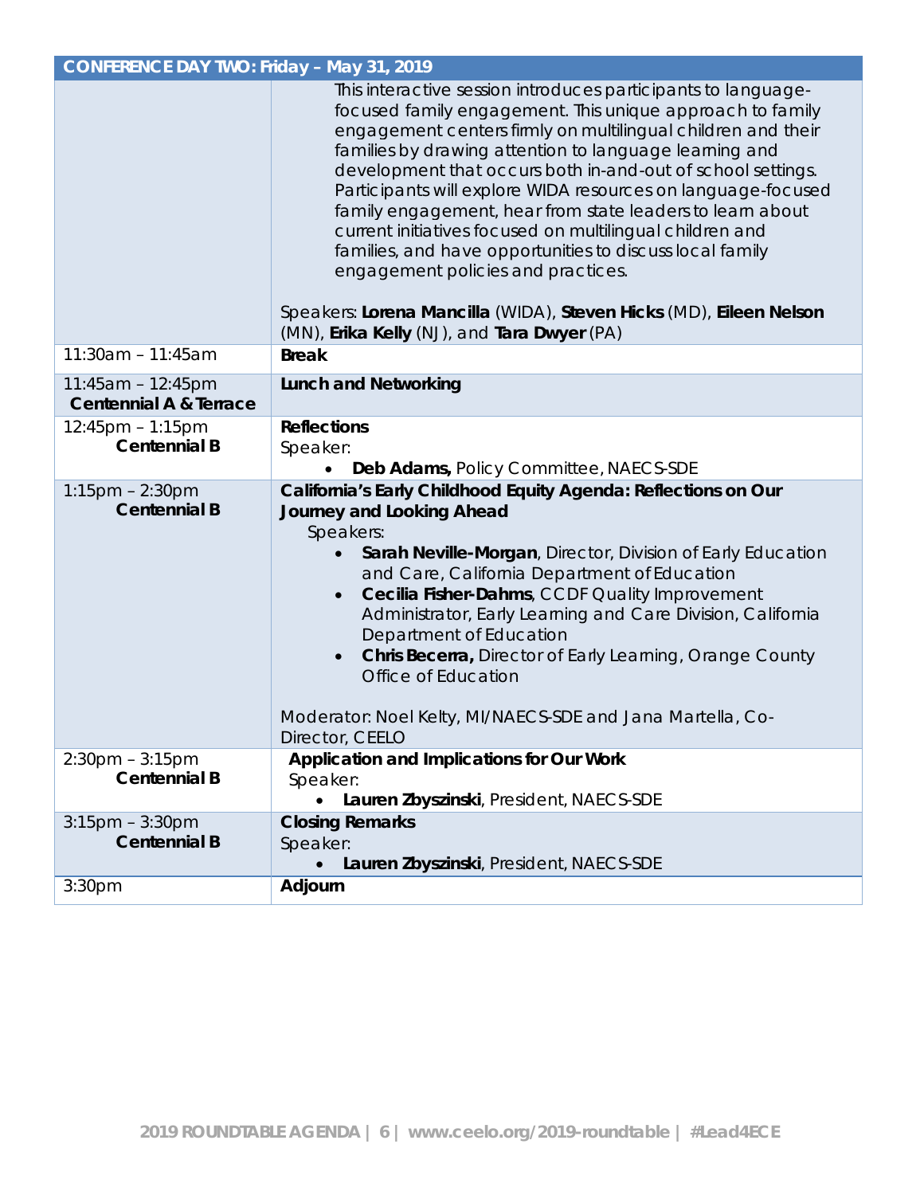| CONFERENCE DAY TWO: Friday – May 31, 2019 | |
|---|---|
| | This interactive session introduces participants to language-focused family engagement. This unique approach to family engagement centers firmly on multilingual children and their families by drawing attention to language learning and development that occurs both in-and-out of school settings. Participants will explore WIDA resources on language-focused family engagement, hear from state leaders to learn about current initiatives focused on multilingual children and families, and have opportunities to discuss local family engagement policies and practices.<br><br>Speakers: **Lorena Mancilla** (WIDA), **Steven Hicks** (MD), **Eileen Nelson** (MN), **Erika Kelly** (NJ), and **Tara Dwyer** (PA) |
| 11:30am – 11:45am | **Break** |
| 11:45am – 12:45pm<br>**Centennial A & Terrace** | **Lunch and Networking** |
| 12:45pm – 1:15pm<br>**Centennial B** | **Reflections**<br>Speaker:<br>• **Deb Adams,** Policy Committee, NAECS-SDE |
| 1:15pm – 2:30pm<br>**Centennial B** | **California's Early Childhood Equity Agenda: Reflections on Our Journey and Looking Ahead**<br>Speakers:<br>• **Sarah Neville-Morgan**, Director, Division of Early Education and Care, California Department of Education<br>• **Cecilia Fisher-Dahms**, CCDF Quality Improvement Administrator, Early Learning and Care Division, California Department of Education<br>• **Chris Becerra,** Director of Early Learning, Orange County Office of Education<br><br>Moderator: Noel Kelty, MI/NAECS-SDE and Jana Martella, Co-Director, CEELO |
| 2:30pm – 3:15pm<br>**Centennial B** | **Application and Implications for Our Work**<br>Speaker:<br>• **Lauren Zbyszinski**, President, NAECS-SDE |
| 3:15pm – 3:30pm<br>**Centennial B** | **Closing Remarks**<br>Speaker:<br>• **Lauren Zbyszinski**, President, NAECS-SDE |
| 3:30pm | **Adjourn** |